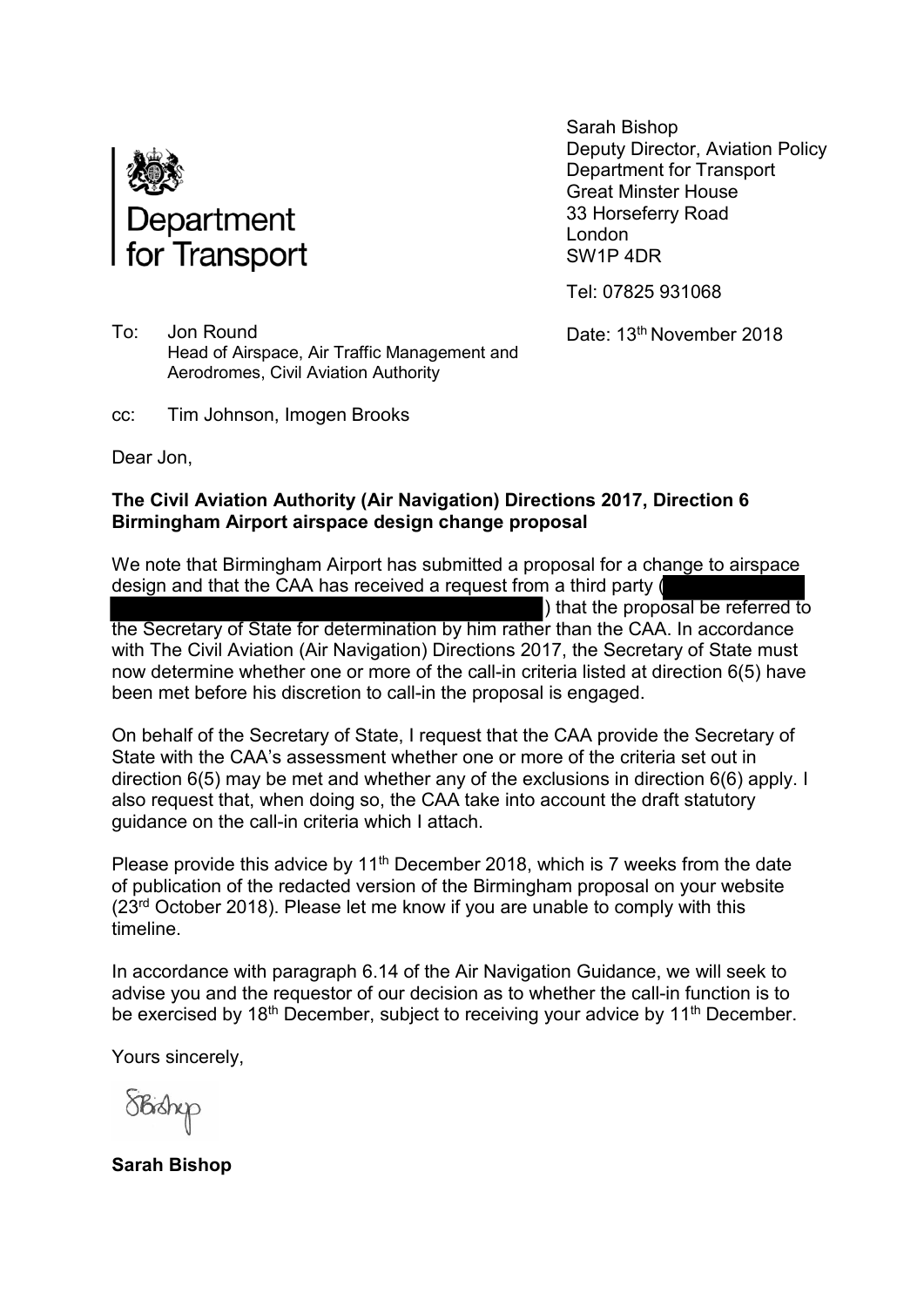Department for Transport

Sarah Bishop
Deputy Director, Aviation Policy
Department for Transport
Great Minster House
33 Horseferry Road
London
SW1P 4DR

Tel: 07825 931068

Date: 13th November 2018

To: Jon Round
Head of Airspace, Air Traffic Management and Aerodromes, Civil Aviation Authority

cc: Tim Johnson, Imogen Brooks

Dear Jon,

**The Civil Aviation Authority (Air Navigation) Directions 2017, Direction 6 Birmingham Airport airspace design change proposal**

We note that Birmingham Airport has submitted a proposal for a change to airspace design and that the CAA has received a request from a third party ([REDACTED]) that the proposal be referred to the Secretary of State for determination by him rather than the CAA. In accordance with The Civil Aviation (Air Navigation) Directions 2017, the Secretary of State must now determine whether one or more of the call-in criteria listed at direction 6(5) have been met before his discretion to call-in the proposal is engaged.

On behalf of the Secretary of State, I request that the CAA provide the Secretary of State with the CAA's assessment whether one or more of the criteria set out in direction 6(5) may be met and whether any of the exclusions in direction 6(6) apply. I also request that, when doing so, the CAA take into account the draft statutory guidance on the call-in criteria which I attach.

Please provide this advice by 11th December 2018, which is 7 weeks from the date of publication of the redacted version of the Birmingham proposal on your website (23rd October 2018). Please let me know if you are unable to comply with this timeline.

In accordance with paragraph 6.14 of the Air Navigation Guidance, we will seek to advise you and the requestor of our decision as to whether the call-in function is to be exercised by 18th December, subject to receiving your advice by 11th December.

Yours sincerely,

SBishop

**Sarah Bishop**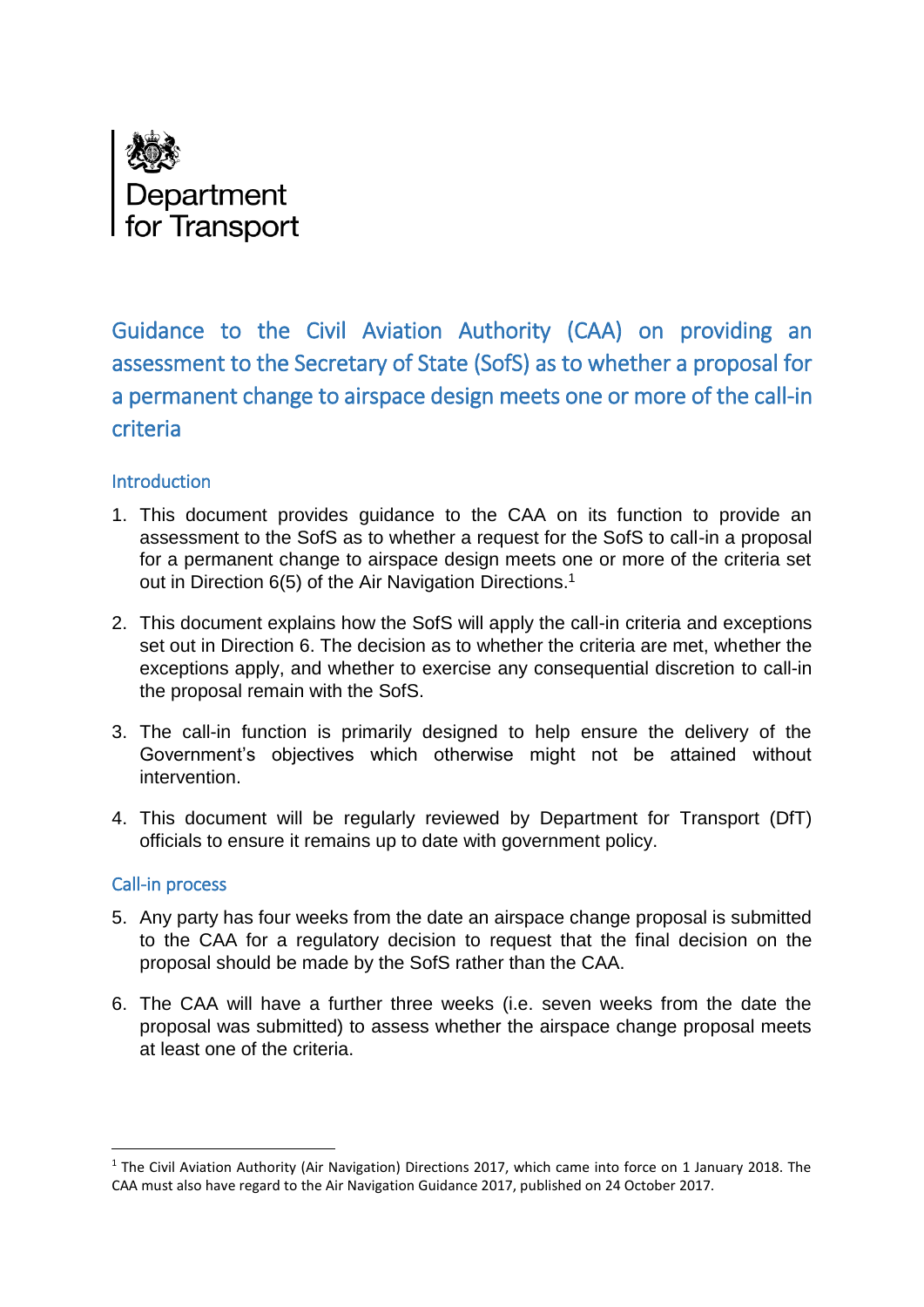Department for Transport

# Guidance to the Civil Aviation Authority (CAA) on providing an assessment to the Secretary of State (SofS) as to whether a proposal for a permanent change to airspace design meets one or more of the call-in criteria

## Introduction

1. This document provides guidance to the CAA on its function to provide an assessment to the SofS as to whether a request for the SofS to call-in a proposal for a permanent change to airspace design meets one or more of the criteria set out in Direction 6(5) of the Air Navigation Directions.[1]

2. This document explains how the SofS will apply the call-in criteria and exceptions set out in Direction 6. The decision as to whether the criteria are met, whether the exceptions apply, and whether to exercise any consequential discretion to call-in the proposal remain with the SofS.

3. The call-in function is primarily designed to help ensure the delivery of the Government's objectives which otherwise might not be attained without intervention.

4. This document will be regularly reviewed by Department for Transport (DfT) officials to ensure it remains up to date with government policy.

## Call-in process

5. Any party has four weeks from the date an airspace change proposal is submitted to the CAA for a regulatory decision to request that the final decision on the proposal should be made by the SofS rather than the CAA.

6. The CAA will have a further three weeks (i.e. seven weeks from the date the proposal was submitted) to assess whether the airspace change proposal meets at least one of the criteria.

[1] The Civil Aviation Authority (Air Navigation) Directions 2017, which came into force on 1 January 2018. The CAA must also have regard to the Air Navigation Guidance 2017, published on 24 October 2017.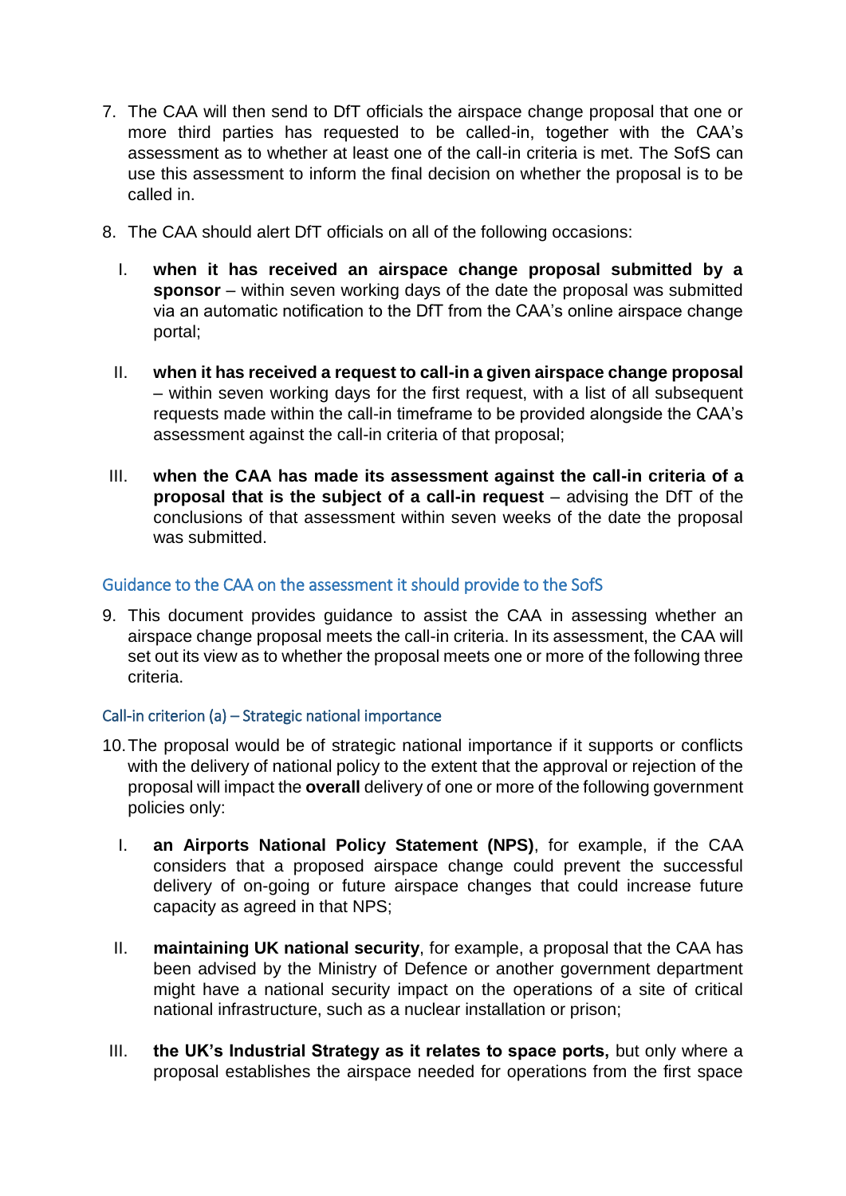7. The CAA will then send to DfT officials the airspace change proposal that one or more third parties has requested to be called-in, together with the CAA's assessment as to whether at least one of the call-in criteria is met. The SofS can use this assessment to inform the final decision on whether the proposal is to be called in.

8. The CAA should alert DfT officials on all of the following occasions:

   I. **when it has received an airspace change proposal submitted by a sponsor** – within seven working days of the date the proposal was submitted via an automatic notification to the DfT from the CAA's online airspace change portal;

   II. **when it has received a request to call-in a given airspace change proposal** – within seven working days for the first request, with a list of all subsequent requests made within the call-in timeframe to be provided alongside the CAA's assessment against the call-in criteria of that proposal;

   III. **when the CAA has made its assessment against the call-in criteria of a proposal that is the subject of a call-in request** – advising the DfT of the conclusions of that assessment within seven weeks of the date the proposal was submitted.

## Guidance to the CAA on the assessment it should provide to the SofS

9. This document provides guidance to assist the CAA in assessing whether an airspace change proposal meets the call-in criteria. In its assessment, the CAA will set out its view as to whether the proposal meets one or more of the following three criteria.

### Call-in criterion (a) – Strategic national importance

10. The proposal would be of strategic national importance if it supports or conflicts with the delivery of national policy to the extent that the approval or rejection of the proposal will impact the **overall** delivery of one or more of the following government policies only:

    I. **an Airports National Policy Statement (NPS)**, for example, if the CAA considers that a proposed airspace change could prevent the successful delivery of on-going or future airspace changes that could increase future capacity as agreed in that NPS;

    II. **maintaining UK national security**, for example, a proposal that the CAA has been advised by the Ministry of Defence or another government department might have a national security impact on the operations of a site of critical national infrastructure, such as a nuclear installation or prison;

    III. **the UK's Industrial Strategy as it relates to space ports,** but only where a proposal establishes the airspace needed for operations from the first space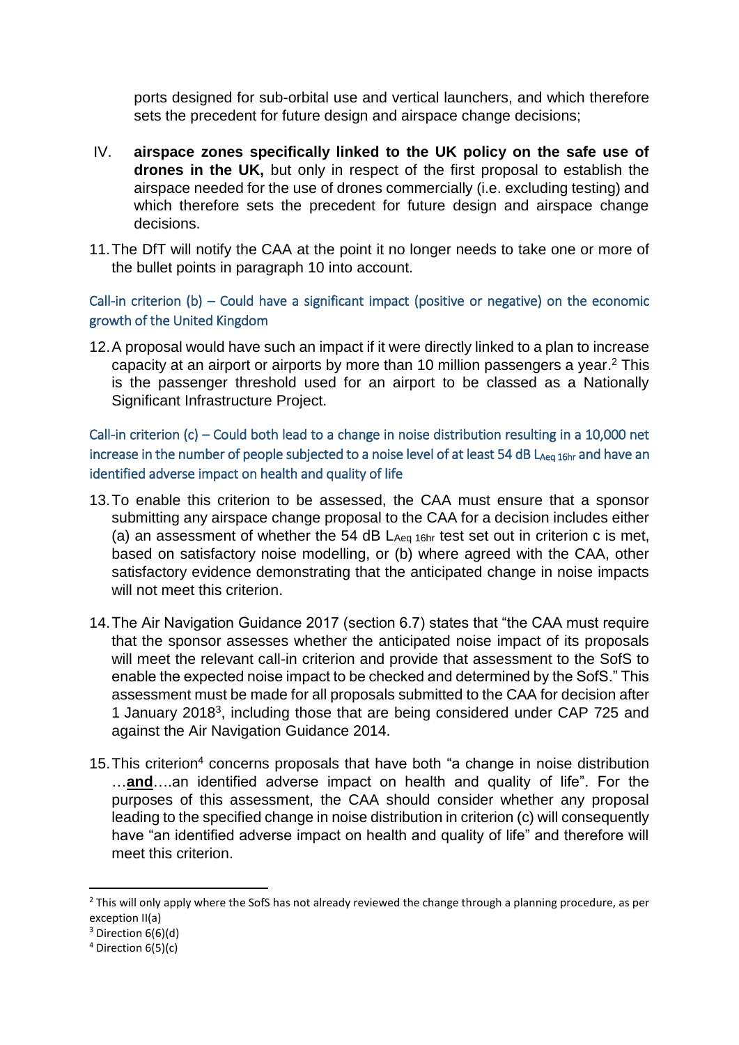ports designed for sub-orbital use and vertical launchers, and which therefore sets the precedent for future design and airspace change decisions;

IV. **airspace zones specifically linked to the UK policy on the safe use of drones in the UK,** but only in respect of the first proposal to establish the airspace needed for the use of drones commercially (i.e. excluding testing) and which therefore sets the precedent for future design and airspace change decisions.

11. The DfT will notify the CAA at the point it no longer needs to take one or more of the bullet points in paragraph 10 into account.

### Call-in criterion (b) – Could have a significant impact (positive or negative) on the economic growth of the United Kingdom

12. A proposal would have such an impact if it were directly linked to a plan to increase capacity at an airport or airports by more than 10 million passengers a year.[2] This is the passenger threshold used for an airport to be classed as a Nationally Significant Infrastructure Project.

### Call-in criterion (c) – Could both lead to a change in noise distribution resulting in a 10,000 net increase in the number of people subjected to a noise level of at least 54 dB $L_{Aeq\ 16hr}$ and have an identified adverse impact on health and quality of life

13. To enable this criterion to be assessed, the CAA must ensure that a sponsor submitting any airspace change proposal to the CAA for a decision includes either (a) an assessment of whether the 54 dB $L_{Aeq\ 16hr}$ test set out in criterion c is met, based on satisfactory noise modelling, or (b) where agreed with the CAA, other satisfactory evidence demonstrating that the anticipated change in noise impacts will not meet this criterion.

14. The Air Navigation Guidance 2017 (section 6.7) states that "the CAA must require that the sponsor assesses whether the anticipated noise impact of its proposals will meet the relevant call-in criterion and provide that assessment to the SofS to enable the expected noise impact to be checked and determined by the SofS." This assessment must be made for all proposals submitted to the CAA for decision after 1 January 2018[3], including those that are being considered under CAP 725 and against the Air Navigation Guidance 2014.

15. This criterion[4] concerns proposals that have both "a change in noise distribution …**and**….an identified adverse impact on health and quality of life". For the purposes of this assessment, the CAA should consider whether any proposal leading to the specified change in noise distribution in criterion (c) will consequently have "an identified adverse impact on health and quality of life" and therefore will meet this criterion.

---

[2] This will only apply where the SofS has not already reviewed the change through a planning procedure, as per exception II(a)

[3] Direction 6(6)(d)

[4] Direction 6(5)(c)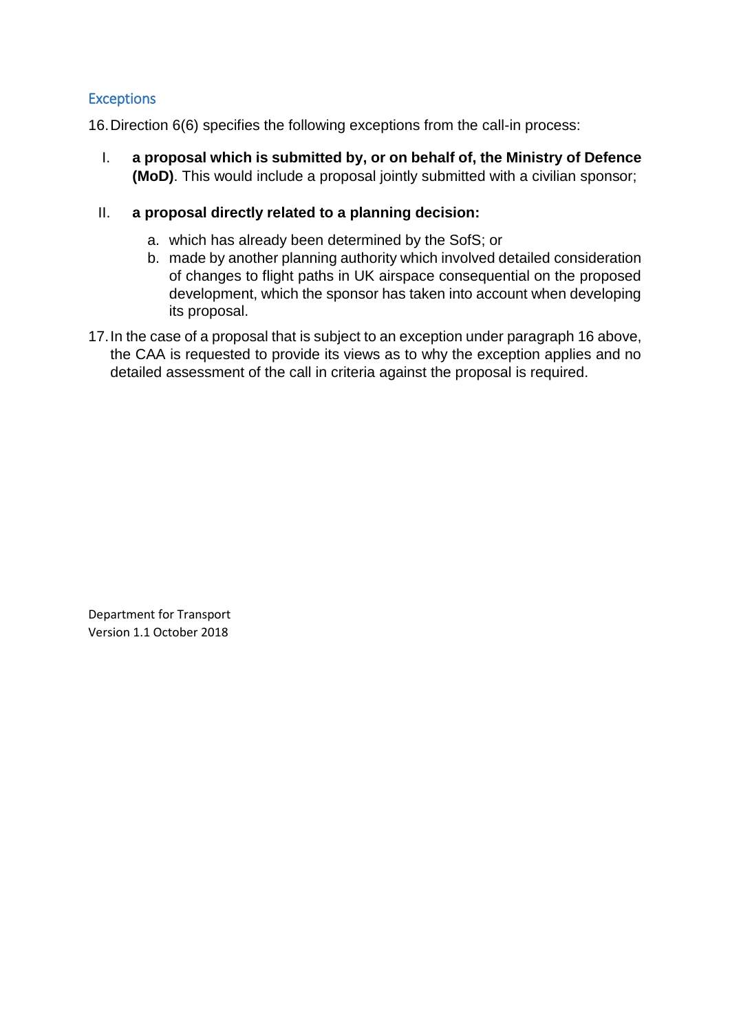### Exceptions

16. Direction 6(6) specifies the following exceptions from the call-in process:

    I. **a proposal which is submitted by, or on behalf of, the Ministry of Defence (MoD)**. This would include a proposal jointly submitted with a civilian sponsor;

    II. **a proposal directly related to a planning decision:**

       a. which has already been determined by the SofS; or
       b. made by another planning authority which involved detailed consideration of changes to flight paths in UK airspace consequential on the proposed development, which the sponsor has taken into account when developing its proposal.

17. In the case of a proposal that is subject to an exception under paragraph 16 above, the CAA is requested to provide its views as to why the exception applies and no detailed assessment of the call in criteria against the proposal is required.